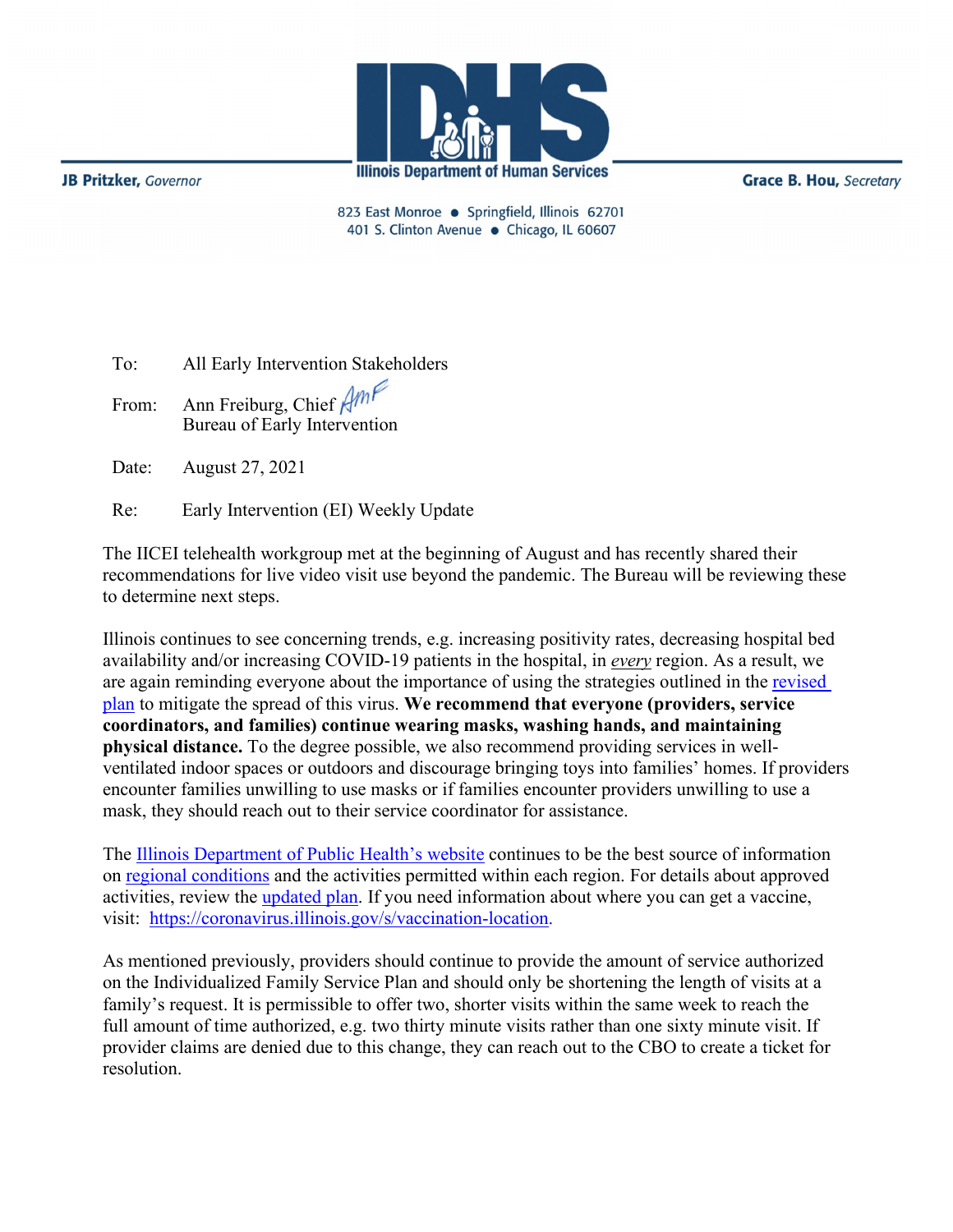**Illinois Department of Human Services**

JB Pritzker, *Governor*

Grace B. Hou, *Secretary*

823 East Monroe • Springfield, Illinois 62701
401 S. Clinton Avenue • Chicago, IL 60607

To: All Early Intervention Stakeholders

From: Ann Freiburg, Chief AmF
Bureau of Early Intervention

Date: August 27, 2021

Re: Early Intervention (EI) Weekly Update

The IICEI telehealth workgroup met at the beginning of August and has recently shared their recommendations for live video visit use beyond the pandemic. The Bureau will be reviewing these to determine next steps.

Illinois continues to see concerning trends, e.g. increasing positivity rates, decreasing hospital bed availability and/or increasing COVID-19 patients in the hospital, in ***every*** region. As a result, we are again reminding everyone about the importance of using the strategies outlined in the [revised plan](#) to mitigate the spread of this virus. **We recommend that everyone (providers, service coordinators, and families) continue wearing masks, washing hands, and maintaining physical distance.** To the degree possible, we also recommend providing services in well-ventilated indoor spaces or outdoors and discourage bringing toys into families' homes. If providers encounter families unwilling to use masks or if families encounter providers unwilling to use a mask, they should reach out to their service coordinator for assistance.

The [Illinois Department of Public Health's website](#) continues to be the best source of information on [regional conditions](#) and the activities permitted within each region. For details about approved activities, review the [updated plan](#). If you need information about where you can get a vaccine, visit: https://coronavirus.illinois.gov/s/vaccination-location.

As mentioned previously, providers should continue to provide the amount of service authorized on the Individualized Family Service Plan and should only be shortening the length of visits at a family's request. It is permissible to offer two, shorter visits within the same week to reach the full amount of time authorized, e.g. two thirty minute visits rather than one sixty minute visit. If provider claims are denied due to this change, they can reach out to the CBO to create a ticket for resolution.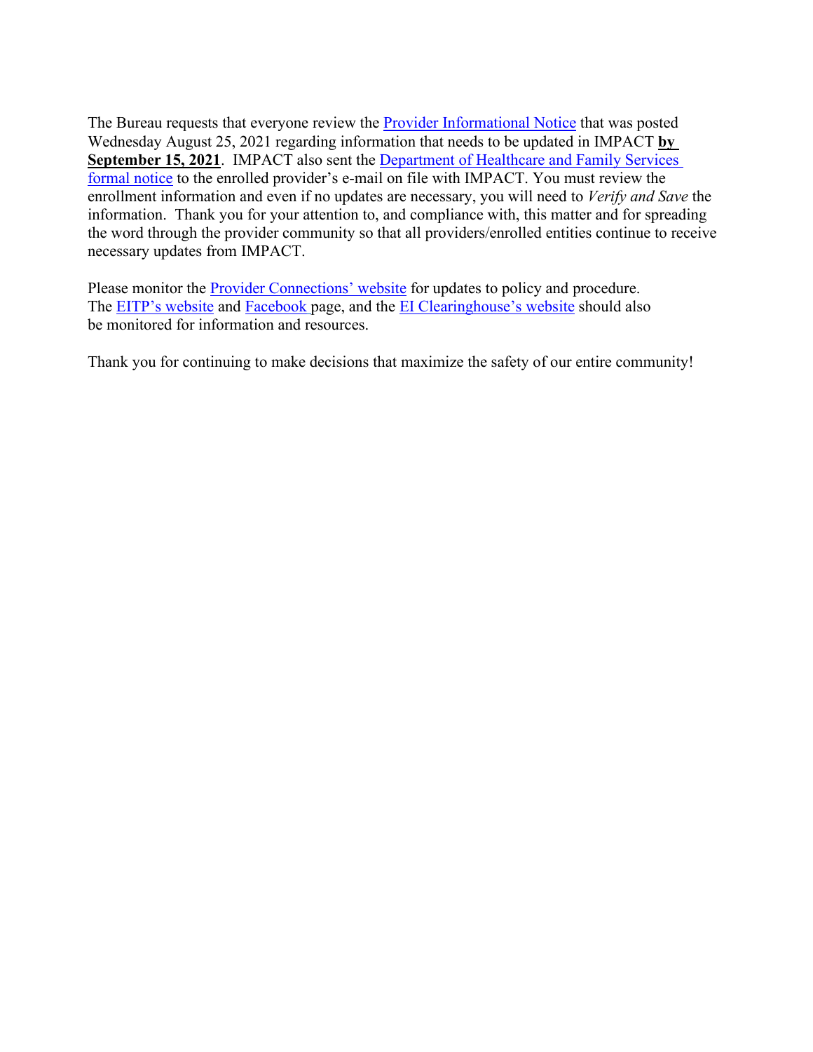The Bureau requests that everyone review the Provider Informational Notice that was posted Wednesday August 25, 2021 regarding information that needs to be updated in IMPACT **by September 15, 2021**. IMPACT also sent the Department of Healthcare and Family Services formal notice to the enrolled provider's e-mail on file with IMPACT. You must review the enrollment information and even if no updates are necessary, you will need to *Verify and Save* the information. Thank you for your attention to, and compliance with, this matter and for spreading the word through the provider community so that all providers/enrolled entities continue to receive necessary updates from IMPACT.

Please monitor the Provider Connections' website for updates to policy and procedure. The EITP's website and Facebook page, and the EI Clearinghouse's website should also be monitored for information and resources.

Thank you for continuing to make decisions that maximize the safety of our entire community!